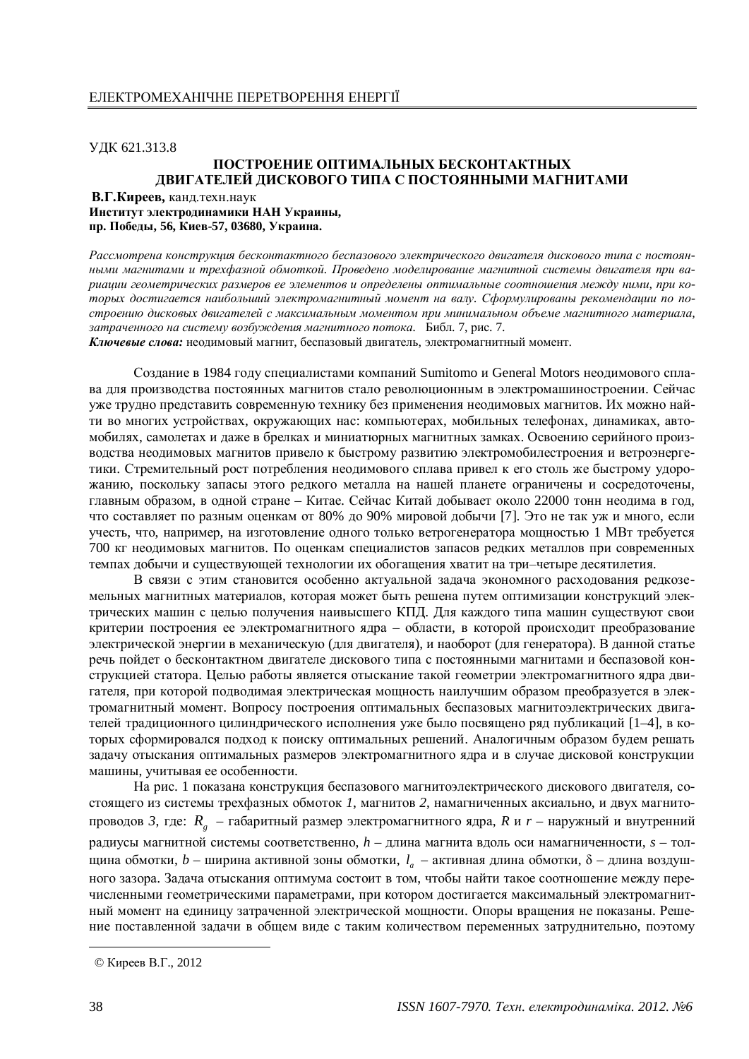УДК 621.313.8

# ПОСТРОЕНИЕ ОПТИМАЛЬНЫХ БЕСКОНТАКТНЫХ ДВИГАТЕЛЕЙ ДИСКОВОГО ТИПА С ПОСТОЯННЫМИ МАГНИТАМИ

**В.Г.Киреев,** канд.техн.наук
**Институт электродинамики НАН Украины,**
**пр. Победы, 56, Киев-57, 03680, Украина.**

*Рассмотрена конструкция бесконтактного беспазового электрического двигателя дискового типа с постоянными магнитами и трехфазной обмоткой. Проведено моделирование магнитной системы двигателя при вариации геометрических размеров ее элементов и определены оптимальные соотношения между ними, при которых достигается наибольший электромагнитный момент на валу. Сформулированы рекомендации по построению дисковых двигателей с максимальным моментом при минимальном объеме магнитного материала, затраченного на систему возбуждения магнитного потока.* Библ. 7, рис. 7.

***Ключевые слова:*** неодимовый магнит, беспазовый двигатель, электромагнитный момент.

Создание в 1984 году специалистами компаний Sumitomo и General Motors неодимового сплава для производства постоянных магнитов стало революционным в электромашиностроении. Сейчас уже трудно представить современную технику без применения неодимовых магнитов. Их можно найти во многих устройствах, окружающих нас: компьютерах, мобильных телефонах, динамиках, автомобилях, самолетах и даже в брелках и миниатюрных магнитных замках. Освоению серийного производства неодимовых магнитов привело к быстрому развитию электромобилестроения и ветроэнергетики. Стремительный рост потребления неодимового сплава привел к его столь же быстрому удорожанию, поскольку запасы этого редкого металла на нашей планете ограничены и сосредоточены, главным образом, в одной стране – Китае. Сейчас Китай добывает около 22000 тонн неодима в год, что составляет по разным оценкам от 80% до 90% мировой добычи [7]. Это не так уж и много, если учесть, что, например, на изготовление одного только ветрогенератора мощностью 1 МВт требуется 700 кг неодимовых магнитов. По оценкам специалистов запасов редких металлов при современных темпах добычи и существующей технологии их обогащения хватит на три–четыре десятилетия.

В связи с этим становится особенно актуальной задача экономного расходования редкоземельных магнитных материалов, которая может быть решена путем оптимизации конструкций электрических машин с целью получения наивысшего КПД. Для каждого типа машин существуют свои критерии построения ее электромагнитного ядра – области, в которой происходит преобразование электрической энергии в механическую (для двигателя), и наоборот (для генератора). В данной статье речь пойдет о бесконтактном двигателе дискового типа с постоянными магнитами и беспазовой конструкцией статора. Целью работы является отыскание такой геометрии электромагнитного ядра двигателя, при которой подводимая электрическая мощность наилучшим образом преобразуется в электромагнитный момент. Вопросу построения оптимальных беспазовых магнитоэлектрических двигателей традиционного цилиндрического исполнения уже было посвящено ряд публикаций [1–4], в которых сформировался подход к поиску оптимальных решений. Аналогичным образом будем решать задачу отыскания оптимальных размеров электромагнитного ядра и в случае дисковой конструкции машины, учитывая ее особенности.

На рис. 1 показана конструкция беспазового магнитоэлектрического дискового двигателя, состоящего из системы трехфазных обмоток *1*, магнитов *2*, намагниченных аксиально, и двух магнитопроводов *3*, где: $R_g$ – габаритный размер электромагнитного ядра, $R$ и $r$ – наружный и внутренний радиусы магнитной системы соответственно, $h$ – длина магнита вдоль оси намагниченности, $s$ – толщина обмотки, $b$ – ширина активной зоны обмотки, $l_a$ – активная длина обмотки, $\delta$ – длина воздушного зазора. Задача отыскания оптимума состоит в том, чтобы найти такое соотношение между перечисленными геометрическими параметрами, при котором достигается максимальный электромагнитный момент на единицу затраченной электрической мощности. Опоры вращения не показаны. Решение поставленной задачи в общем виде с таким количеством переменных затруднительно, поэтому

© Киреев В.Г., 2012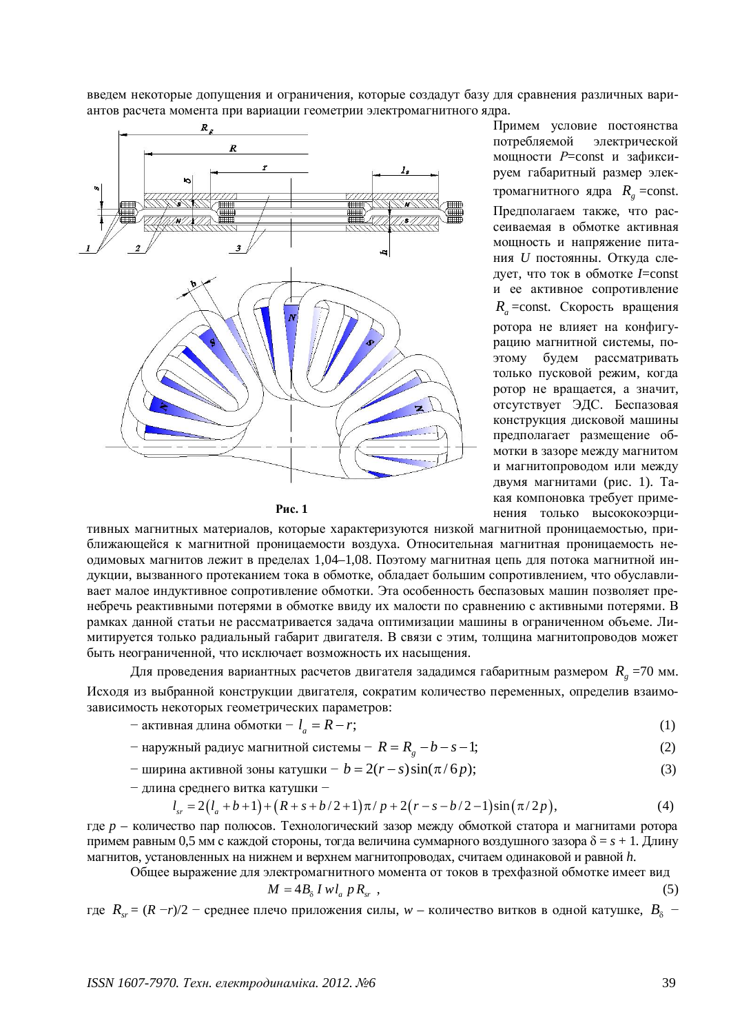введем некоторые допущения и ограничения, которые создадут базу для сравнения различных вариантов расчета момента при вариации геометрии электромагнитного ядра.

Рис. 1

Примем условие постоянства потребляемой электрической мощности $P$=const и зафиксируем габаритный размер электромагнитного ядра $R_g$ =const. Предполагаем также, что рассеиваемая в обмотке активная мощность и напряжение питания $U$ постоянны. Откуда следует, что ток в обмотке $I$=const и ее активное сопротивление $R_a$ =const. Скорость вращения ротора не влияет на конфигурацию магнитной системы, поэтому будем рассматривать только пусковой режим, когда ротор не вращается, а значит, отсутствует ЭДС. Беспазовая конструкция дисковой машины предполагает размещение обмотки в зазоре между магнитом и магнитопроводом или между двумя магнитами (рис. 1). Такая компоновка требует применения только высококоэрцитивных магнитных материалов, которые характеризуются низкой магнитной проницаемостью, приближающейся к магнитной проницаемости воздуха. Относительная магнитная проницаемость неодимовых магнитов лежит в пределах 1,04–1,08. Поэтому магнитная цепь для потока магнитной индукции, вызванного протеканием тока в обмотке, обладает большим сопротивлением, что обуславливает малое индуктивное сопротивление обмотки. Эта особенность беспазовых машин позволяет пренебречь реактивными потерями в обмотке ввиду их малости по сравнению с активными потерями. В рамках данной статьи не рассматривается задача оптимизации машины в ограниченном объеме. Лимитируется только радиальный габарит двигателя. В связи с этим, толщина магнитопроводов может быть неограниченной, что исключает возможность их насыщения.

Для проведения вариантных расчетов двигателя зададимся габаритным размером $R_g$ =70 мм. Исходя из выбранной конструкции двигателя, сократим количество переменных, определив взаимозависимость некоторых геометрических параметров:

− активная длина обмотки − $l_a = R - r$; (1)

− наружный радиус магнитной системы − $R = R_g - b - s - 1$; (2)

− ширина активной зоны катушки − $b = 2(r - s)\sin(\pi / 6p)$; (3)

− длина среднего витка катушки −

$$l_{sr} = 2(l_a + b + 1) + (R + s + b/2 + 1)\pi / p + 2(r - s - b/2 - 1)\sin(\pi / 2p), \quad (4)$$

где $p$ – количество пар полюсов. Технологический зазор между обмоткой статора и магнитами ротора примем равным 0,5 мм с каждой стороны, тогда величина суммарного воздушного зазора $\delta = s + 1$. Длину магнитов, установленных на нижнем и верхнем магнитопроводах, считаем одинаковой и равной $h$.

Общее выражение для электромагнитного момента от токов в трехфазной обмотке имеет вид

$$M = 4B_\delta\, I\, w l_a\, p R_{sr}\ , \quad (5)$$

где $R_{sr} = (R - r)/2$ − среднее плечо приложения силы, $w$ – количество витков в одной катушке, $B_\delta$ −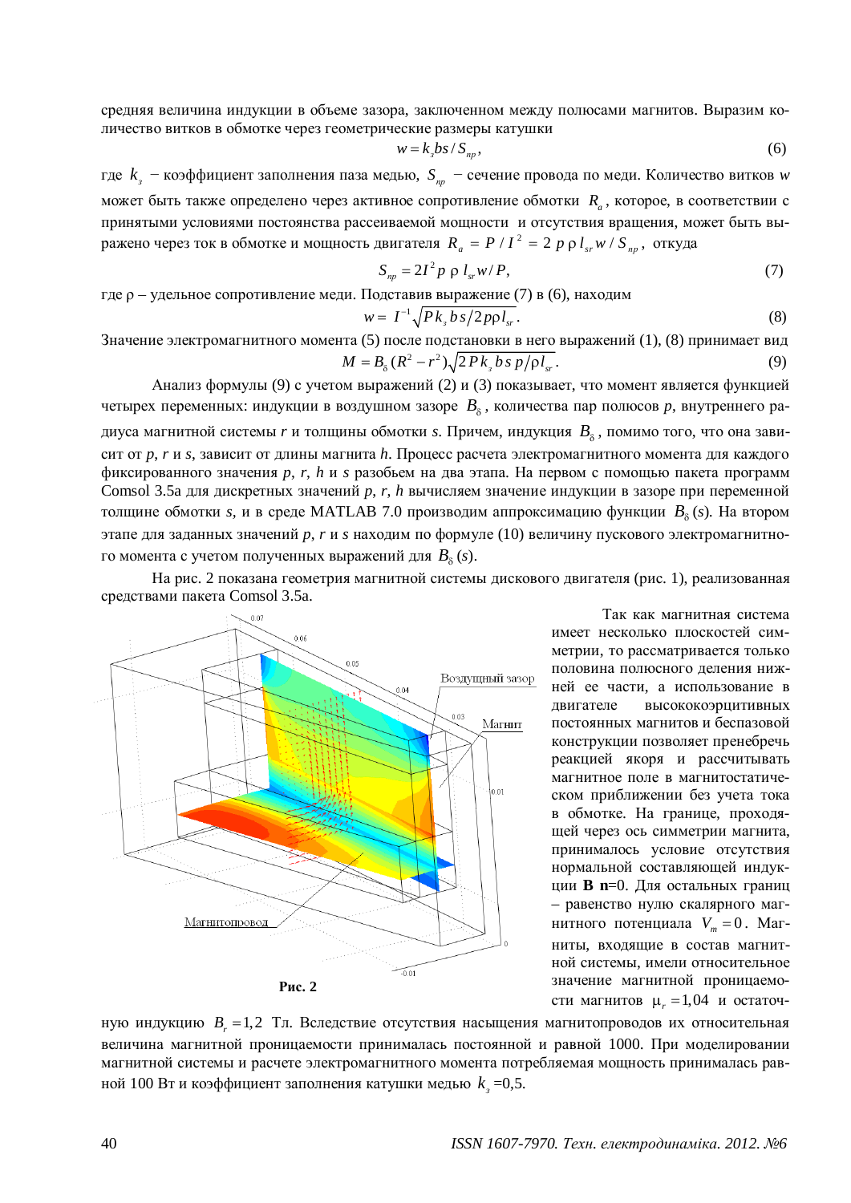средняя величина индукции в объеме зазора, заключенном между полюсами магнитов. Выразим количество витков в обмотке через геометрические размеры катушки

$$w = k_з bs / S_{пр}, \tag{6}$$

где $k_з$ − коэффициент заполнения паза медью, $S_{пр}$ − сечение провода по меди. Количество витков $w$ может быть также определено через активное сопротивление обмотки $R_a$, которое, в соответствии с принятыми условиями постоянства рассеиваемой мощности и отсутствия вращения, может быть выражено через ток в обмотке и мощность двигателя $R_a = P / I^2 = 2\,p\,\rho\,l_{sr}\,w / S_{пр}$, откуда

$$S_{пр} = 2I^2 p\,\rho\,l_{sr} w / P, \tag{7}$$

где ρ – удельное сопротивление меди. Подставив выражение (7) в (6), находим

$$w = I^{-1}\sqrt{P k_з\, b s / 2p\rho l_{sr}}. \tag{8}$$

Значение электромагнитного момента (5) после подстановки в него выражений (1), (8) принимает вид

$$M = B_\delta (R^2 - r^2)\sqrt{2P k_з\, b s\, p / \rho l_{sr}}. \tag{9}$$

Анализ формулы (9) с учетом выражений (2) и (3) показывает, что момент является функцией четырех переменных: индукции в воздушном зазоре $B_\delta$, количества пар полюсов $p$, внутреннего радиуса магнитной системы $r$ и толщины обмотки $s$. Причем, индукция $B_\delta$, помимо того, что она зависит от $p$, $r$ и $s$, зависит от длины магнита $h$. Процесс расчета электромагнитного момента для каждого фиксированного значения $p$, $r$, $h$ и $s$ разобьем на два этапа. На первом с помощью пакета программ Comsol 3.5a для дискретных значений $p$, $r$, $h$ вычисляем значение индукции в зазоре при переменной толщине обмотки $s$, и в среде MATLAB 7.0 производим аппроксимацию функции $B_\delta(s)$. На втором этапе для заданных значений $p$, $r$ и $s$ находим по формуле (10) величину пускового электромагнитного момента с учетом полученных выражений для $B_\delta(s)$.

На рис. 2 показана геометрия магнитной системы дискового двигателя (рис. 1), реализованная средствами пакета Comsol 3.5a.

**Рис. 2**

Так как магнитная система имеет несколько плоскостей симметрии, то рассматривается только половина полюсного деления нижней ее части, а использование в двигателе высококоэрцитивных постоянных магнитов и беспазовой конструкции позволяет пренебречь реакцией якоря и рассчитывать магнитное поле в магнитостатическом приближении без учета тока в обмотке. На границе, проходящей через ось симметрии магнита, принималось условие отсутствия нормальной составляющей индукции **B n**=0. Для остальных границ – равенство нулю скалярного магнитного потенциала $V_m = 0$. Магниты, входящие в состав магнитной системы, имели относительное значение магнитной проницаемости магнитов $\mu_r = 1{,}04$ и остаточную индукцию $B_r = 1{,}2$ Тл. Вследствие отсутствия насыщения магнитопроводов их относительная величина магнитной проницаемости принималась постоянной и равной 1000. При моделировании магнитной системы и расчете электромагнитного момента потребляемая мощность принималась равной 100 Вт и коэффициент заполнения катушки медью $k_з$ =0,5.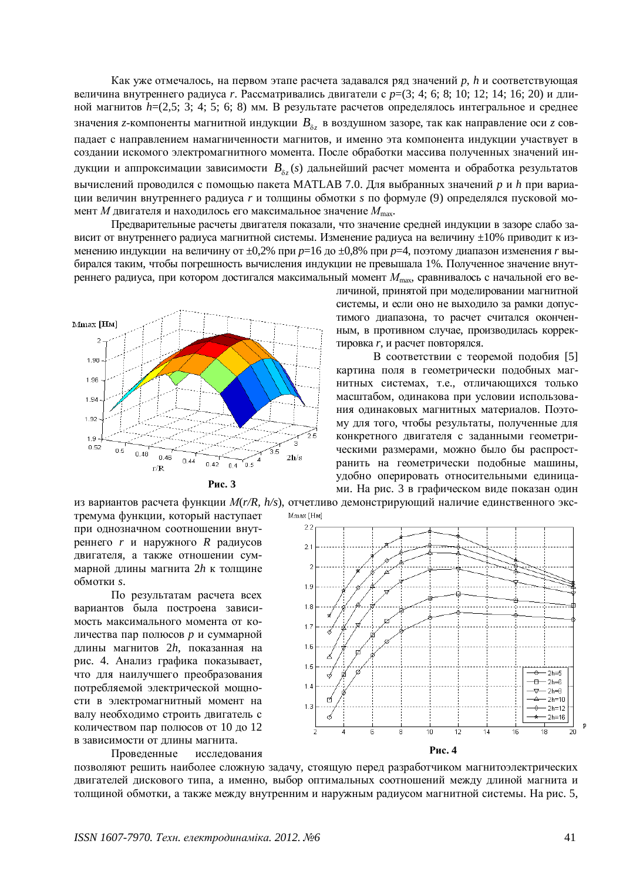Как уже отмечалось, на первом этапе расчета задавался ряд значений $p$, $h$ и соответствующая величина внутреннего радиуса $r$. Рассматривались двигатели с $p$=(3; 4; 6; 8; 10; 12; 14; 16; 20) и длиной магнитов $h$=(2,5; 3; 4; 5; 6; 8) мм. В результате расчетов определялось интегральное и среднее значения $z$-компоненты магнитной индукции $B_{\delta z}$ в воздушном зазоре, так как направление оси $z$ совпадает с направлением намагниченности магнитов, и именно эта компонента индукции участвует в создании искомого электромагнитного момента. После обработки массива полученных значений индукции и аппроксимации зависимости $B_{\delta z}(s)$ дальнейший расчет момента и обработка результатов вычислений проводился с помощью пакета MATLAB 7.0. Для выбранных значений $p$ и $h$ при вариации величин внутреннего радиуса $r$ и толщины обмотки $s$ по формуле (9) определялся пусковой момент $M$ двигателя и находилось его максимальное значение $M_{max}$.

Предварительные расчеты двигателя показали, что значение средней индукции в зазоре слабо зависит от внутреннего радиуса магнитной системы. Изменение радиуса на величину ±10% приводит к изменению индукции на величину от ±0,2% при $p$=16 до ±0,8% при $p$=4, поэтому диапазон изменения $r$ выбирался таким, чтобы погрешность вычисления индукции не превышала 1%. Полученное значение внутреннего радиуса, при котором достигался максимальный момент $M_{max}$, сравнивалось с начальной его величиной, принятой при моделировании магнитной системы, и если оно не выходило за рамки допустимого диапазона, то расчет считался оконченным, в противном случае, производилась корректировка $r$, и расчет повторялся.

Рис. 3

В соответствии с теоремой подобия [5] картина поля в геометрически подобных магнитных системах, т.е., отличающихся только масштабом, одинакова при условии использования одинаковых магнитных материалов. Поэтому для того, чтобы результаты, полученные для конкретного двигателя с заданными геометрическими размерами, можно было бы распространить на геометрически подобные машины, удобно оперировать относительными единицами. На рис. 3 в графическом виде показан один из вариантов расчета функции $M(r/R, h/s)$, отчетливо демонстрирующий наличие единственного экстремума функции, который наступает при однозначном соотношении внутреннего $r$ и наружного $R$ радиусов двигателя, а также отношении суммарной длины магнита $2h$ к толщине обмотки $s$.

По результатам расчета всех вариантов была построена зависимость максимального момента от количества пар полюсов $p$ и суммарной длины магнитов $2h$, показанная на рис. 4. Анализ графика показывает, что для наилучшего преобразования потребляемой электрической мощности в электромагнитный момент на валу необходимо строить двигатель с количеством пар полюсов от 10 до 12 в зависимости от длины магнита.

Рис. 4

Проведенные исследования позволяют решить наиболее сложную задачу, стоящую перед разработчиком магнитоэлектрических двигателей дискового типа, а именно, выбор оптимальных соотношений между длиной магнита и толщиной обмотки, а также между внутренним и наружным радиусом магнитной системы. На рис. 5,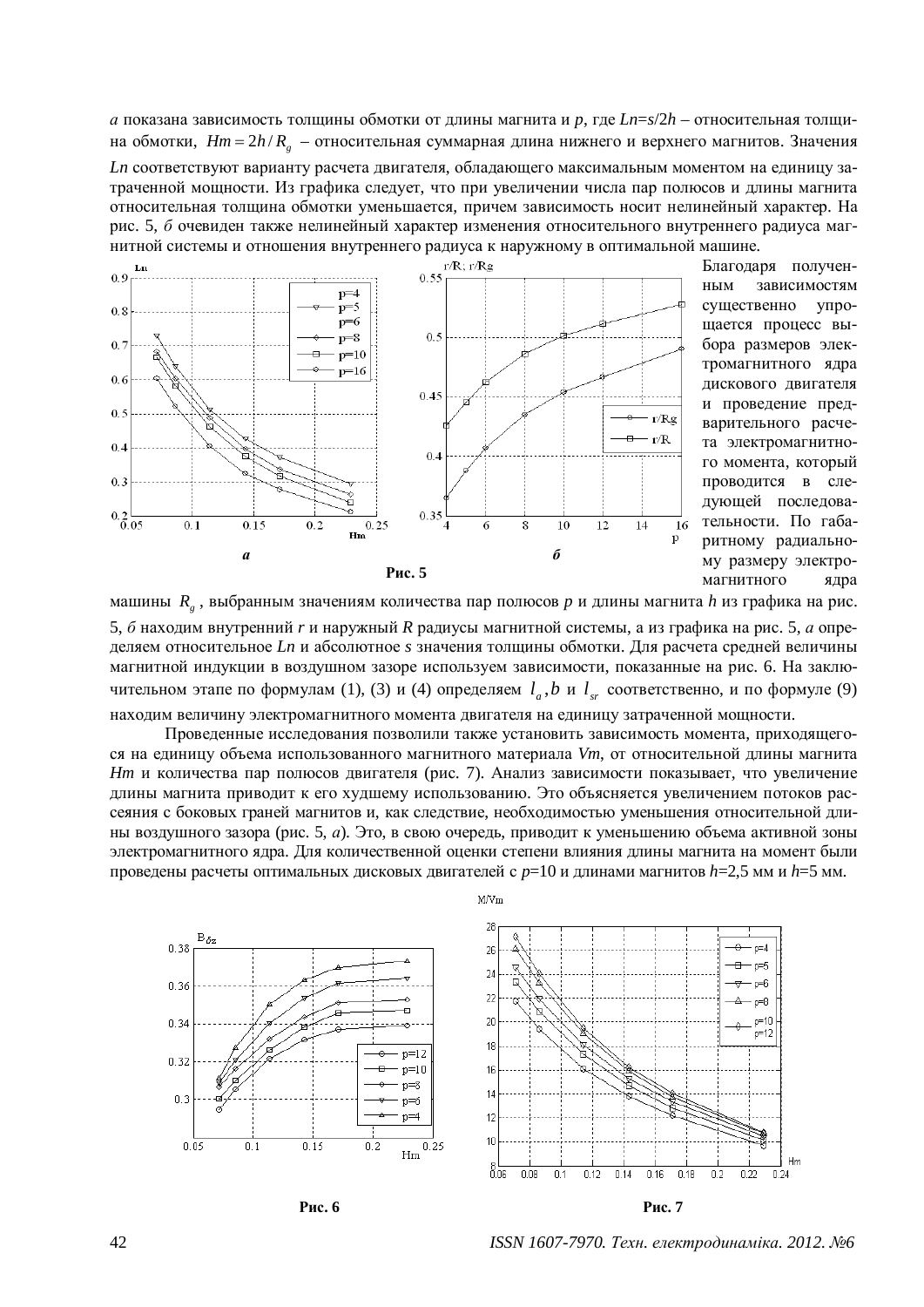*а* показана зависимость толщины обмотки от длины магнита и *p*, где $Ln=s/2h$ – относительная толщина обмотки, $Hm = 2h / R_g$ – относительная суммарная длина нижнего и верхнего магнитов. Значения *Ln* соответствуют варианту расчета двигателя, обладающего максимальным моментом на единицу затраченной мощности. Из графика следует, что при увеличении числа пар полюсов и длины магнита относительная толщина обмотки уменьшается, причем зависимость носит нелинейный характер. На рис. 5, *б* очевиден также нелинейный характер изменения относительного внутреннего радиуса магнитной системы и отношения внутреннего радиуса к наружному в оптимальной машине.

**Рис. 5**

Благодаря полученным зависимостям существенно упрощается процесс выбора размеров электромагнитного ядра дискового двигателя и проведение предварительного расчета электромагнитного момента, который проводится в следующей последовательности. По габаритному радиальному размеру электромагнитного ядра машины $R_g$, выбранным значениям количества пар полюсов *p* и длины магнита *h* из графика на рис. 5, *б* находим внутренний *r* и наружный *R* радиусы магнитной системы, а из графика на рис. 5, *а* определяем относительное *Ln* и абсолютное *s* значения толщины обмотки. Для расчета средней величины магнитной индукции в воздушном зазоре используем зависимости, показанные на рис. 6. На заключительном этапе по формулам (1), (3) и (4) определяем $l_a, b$ и $l_{sr}$ соответственно, и по формуле (9) находим величину электромагнитного момента двигателя на единицу затраченной мощности.

Проведенные исследования позволили также установить зависимость момента, приходящегося на единицу объема использованного магнитного материала *Vm*, от относительной длины магнита *Hm* и количества пар полюсов двигателя (рис. 7). Анализ зависимости показывает, что увеличение длины магнита приводит к его худшему использованию. Это объясняется увеличением потоков рассеяния с боковых граней магнитов и, как следствие, необходимостью уменьшения относительной длины воздушного зазора (рис. 5, *а*). Это, в свою очередь, приводит к уменьшению объема активной зоны электромагнитного ядра. Для количественной оценки степени влияния длины магнита на момент были проведены расчеты оптимальных дисковых двигателей с *p*=10 и длинами магнитов *h*=2,5 мм и *h*=5 мм.

**Рис. 6**

**Рис. 7**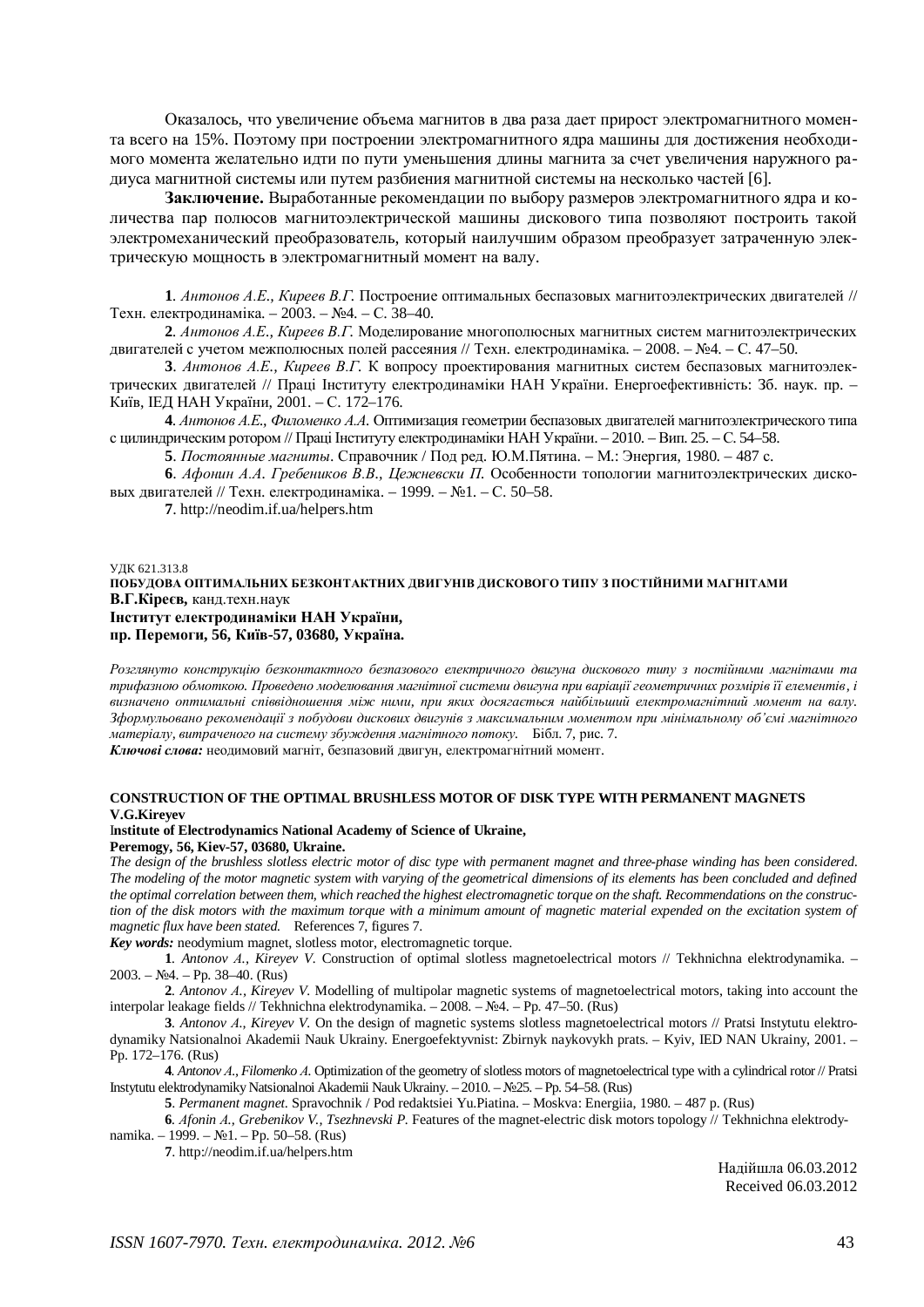Оказалось, что увеличение объема магнитов в два раза дает прирост электромагнитного момента всего на 15%. Поэтому при построении электромагнитного ядра машины для достижения необходимого момента желательно идти по пути уменьшения длины магнита за счет увеличения наружного радиуса магнитной системы или путем разбиения магнитной системы на несколько частей [6].

**Заключение.** Выработанные рекомендации по выбору размеров электромагнитного ядра и количества пар полюсов магнитоэлектрической машины дискового типа позволяют построить такой электромеханический преобразователь, который наилучшим образом преобразует затраченную электрическую мощность в электромагнитный момент на валу.

**1**. *Антонов А.Е., Киреев В.Г.* Построение оптимальных беспазовых магнитоэлектрических двигателей // Техн. електродинаміка. – 2003. – №4. – С. 38–40.

**2**. *Антонов А.Е., Киреев В.Г.* Моделирование многополюсных магнитных систем магнитоэлектрических двигателей с учетом межполюсных полей рассеяния // Техн. електродинаміка. – 2008. – №4. – С. 47–50.

**3**. *Антонов А.Е., Киреев В.Г.* К вопросу проектирования магнитных систем беспазовых магнитоэлектрических двигателей // Праці Інституту електродинаміки НАН України. Енергоефективність: Зб. наук. пр. – Київ, ІЕД НАН України, 2001. – С. 172–176.

**4**. *Антонов А.Е., Филоменко А.А.* Оптимизация геометрии беспазовых двигателей магнитоэлектрического типа с цилиндрическим ротором // Праці Інституту електродинаміки НАН України. – 2010. – Вип. 25. – С. 54–58.

**5**. *Постоянные магниты*. Справочник / Под ред. Ю.М.Пятина. – М.: Энергия, 1980. – 487 с.

**6**. *Афонин А.А. Гребеников В.В., Цежневски П.* Особенности топологии магнитоэлектрических дисковых двигателей // Техн. електродинаміка. – 1999. – №1. – С. 50–58.

**7**. http://neodim.if.ua/helpers.htm

УДК 621.313.8

**ПОБУДОВА ОПТИМАЛЬНИХ БЕЗКОНТАКТНИХ ДВИГУНІВ ДИСКОВОГО ТИПУ З ПОСТІЙНИМИ МАГНІТАМИ**

**В.Г.Кірєєв,** канд.техн.наук

**Інститут електродинаміки НАН України,**
**пр. Перемоги, 56, Київ-57, 03680, Україна.**

*Розглянуто конструкцію безконтактного безпазового електричного двигуна дискового типу з постійними магнітами та трифазною обмоткою. Проведено моделювання магнітної системи двигуна при варіації геометричних розмірів її елементів, і визначено оптимальні співвідношення між ними, при яких досягається найбільший електромагнітний момент на валу. Зформульовано рекомендації з побудови дискових двигунів з максимальним моментом при мінімальному об'ємі магнітного матеріалу, витраченого на систему збудження магнітного потоку.* Бібл. 7, рис. 7.

***Ключові слова:*** неодимовий магніт, безпазовий двигун, електромагнітний момент.

**CONSTRUCTION OF THE OPTIMAL BRUSHLESS MOTOR OF DISK TYPE WITH PERMANENT MAGNETS**

**V.G.Kireyev**

**Institute of Electrodynamics National Academy of Science of Ukraine,**
**Peremogy, 56, Kiev-57, 03680, Ukraine.**

*The design of the brushless slotless electric motor of disc type with permanent magnet and three-phase winding has been considered. The modeling of the motor magnetic system with varying of the geometrical dimensions of its elements has been concluded and defined the optimal correlation between them, which reached the highest electromagnetic torque on the shaft. Recommendations on the construction of the disk motors with the maximum torque with a minimum amount of magnetic material expended on the excitation system of magnetic flux have been stated.* References 7, figures 7.

***Key words:*** neodymium magnet, slotless motor, electromagnetic torque.

**1**. *Antonov A., Kireyev V.* Construction of optimal slotless magnetoelectrical motors // Tekhnichna elektrodynamika. – 2003. – №4. – Pp. 38–40. (Rus)

**2**. *Antonov A., Kireyev V.* Modelling of multipolar magnetic systems of magnetoelectrical motors, taking into account the interpolar leakage fields // Tekhnichna elektrodynamika. – 2008. – №4. – Pp. 47–50. (Rus)

**3**. *Antonov A., Kireyev V.* On the design of magnetic systems slotless magnetoelectrical motors // Pratsi Instytutu elektrodynamiky Natsionalnoi Akademii Nauk Ukrainy. Energoefektyvnist: Zbirnyk naykovykh prats. – Kyiv, IED NAN Ukrainy, 2001. – Pp. 172–176. (Rus)

**4**. *Antonov A., Filomenko A.* Optimization of the geometry of slotless motors of magnetoelectrical type with a cylindrical rotor // Pratsi Instytutu elektrodynamiky Natsionalnoi Akademii Nauk Ukrainy. – 2010. – №25. – Pp. 54–58. (Rus)

**5**. *Permanent magnet.* Spravochnik / Pod redaktsiei Yu.Piatina. – Moskva: Energiia, 1980. – 487 p. (Rus)

**6**. *Afonin A., Grebenikov V., Tsezhnevski P.* Features of the magnet-electric disk motors topology // Tekhnichna elektrodynamika. – 1999. – №1. – Pp. 50–58. (Rus)

**7**. http://neodim.if.ua/helpers.htm

Надійшла 06.03.2012
Received 06.03.2012